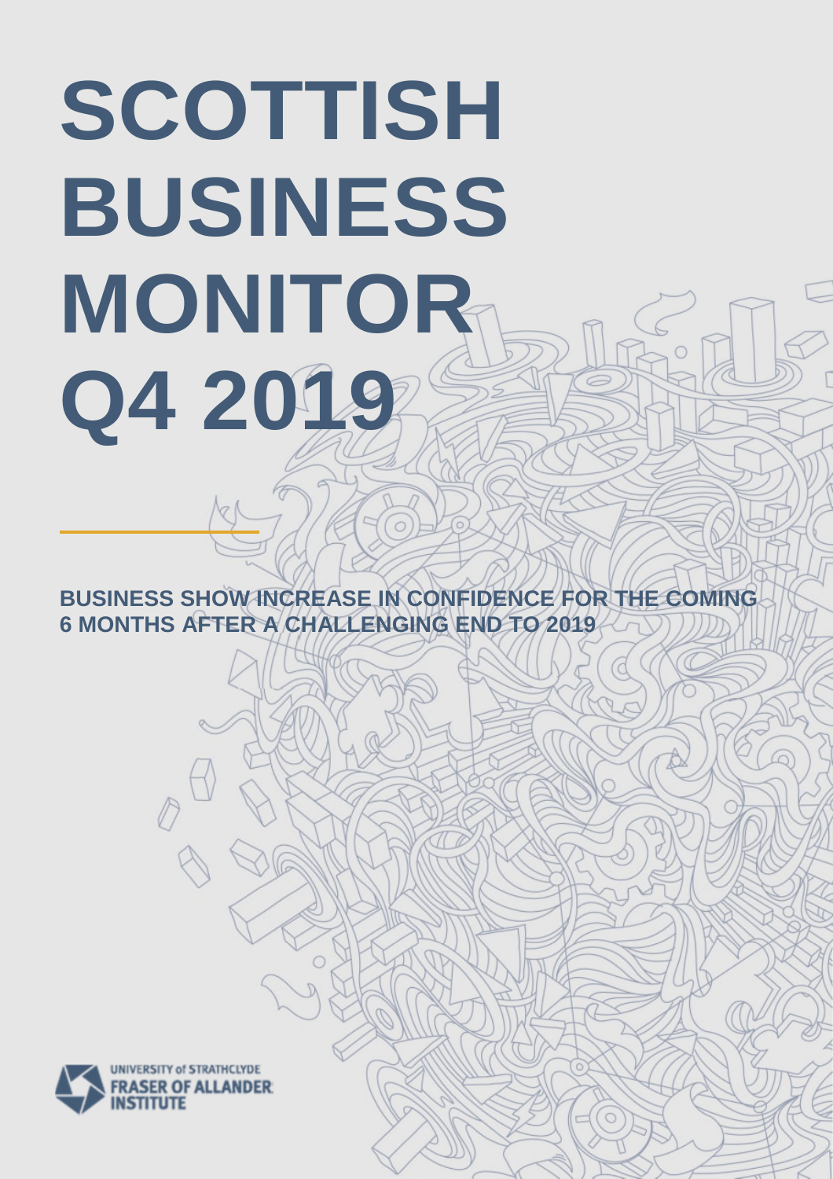# SCOTTISH BUSINESS MONITOR Q4 2019

**BUSINESS SHOW INCREASE IN CONFIDENCE FOR THE COMING 6 MONTHS AFTER A CHALLENGING END TO 2019**

UNIVERSITY of STRATHCLYDE
FRASER OF ALLANDER INSTITUTE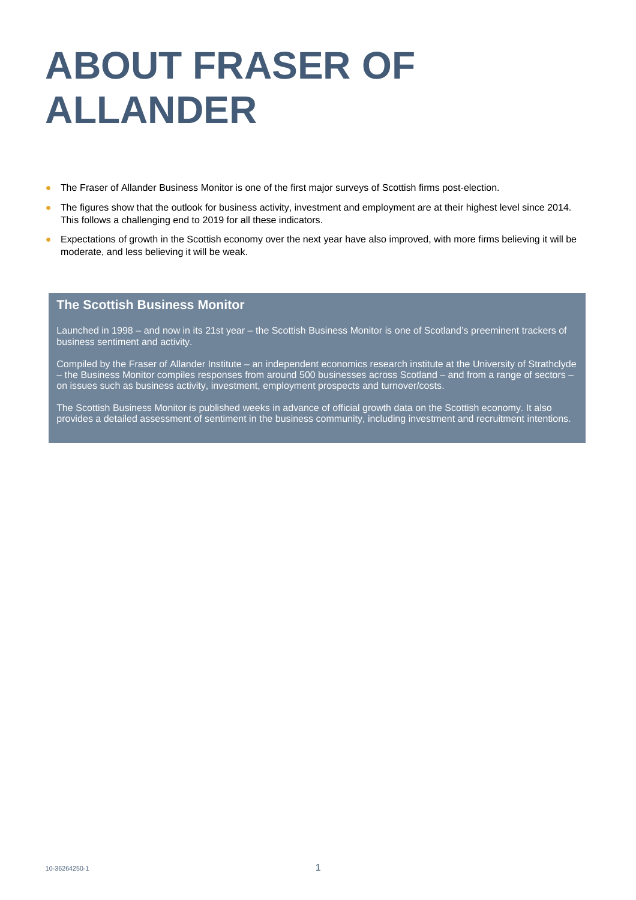# ABOUT FRASER OF ALLANDER

- The Fraser of Allander Business Monitor is one of the first major surveys of Scottish firms post-election.
- The figures show that the outlook for business activity, investment and employment are at their highest level since 2014. This follows a challenging end to 2019 for all these indicators.
- Expectations of growth in the Scottish economy over the next year have also improved, with more firms believing it will be moderate, and less believing it will be weak.

## The Scottish Business Monitor

Launched in 1998 – and now in its 21st year – the Scottish Business Monitor is one of Scotland's preeminent trackers of business sentiment and activity.

Compiled by the Fraser of Allander Institute – an independent economics research institute at the University of Strathclyde – the Business Monitor compiles responses from around 500 businesses across Scotland – and from a range of sectors – on issues such as business activity, investment, employment prospects and turnover/costs.

The Scottish Business Monitor is published weeks in advance of official growth data on the Scottish economy. It also provides a detailed assessment of sentiment in the business community, including investment and recruitment intentions.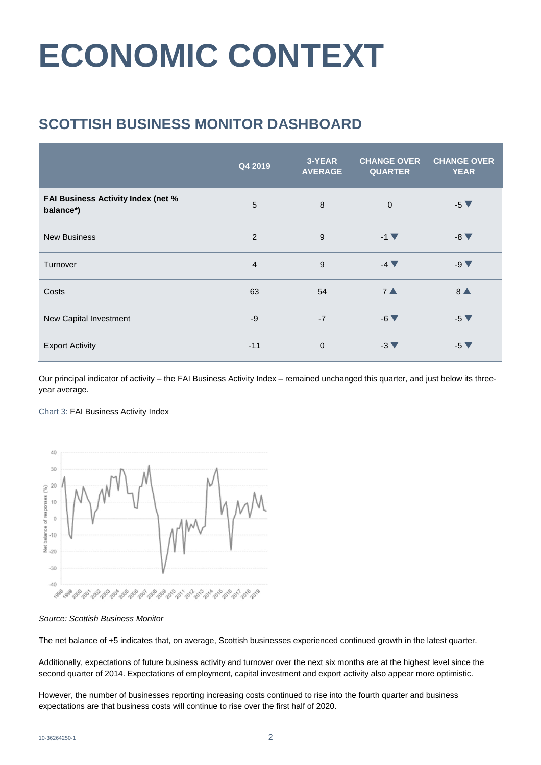# ECONOMIC CONTEXT

## SCOTTISH BUSINESS MONITOR DASHBOARD

| | Q4 2019 | 3-YEAR AVERAGE | CHANGE OVER QUARTER | CHANGE OVER YEAR |
|---|---|---|---|---|
| **FAI Business Activity Index (net % balance*)** | 5 | 8 | 0 | -5 ▼ |
| New Business | 2 | 9 | -1 ▼ | -8 ▼ |
| Turnover | 4 | 9 | -4 ▼ | -9 ▼ |
| Costs | 63 | 54 | 7 ▲ | 8 ▲ |
| New Capital Investment | -9 | -7 | -6 ▼ | -5 ▼ |
| Export Activity | -11 | 0 | -3 ▼ | -5 ▼ |

Our principal indicator of activity – the FAI Business Activity Index – remained unchanged this quarter, and just below its three-year average.

Chart 3: FAI Business Activity Index

Net balance of responses (%)
40
30
20
10
0
-10
-20
-30
-40
1998 1999 2000 2001 2002 2003 2004 2005 2006 2007 2008 2009 2010 2011 2012 2013 2014 2015 2016 2017 2018 2019

*Source: Scottish Business Monitor*

The net balance of +5 indicates that, on average, Scottish businesses experienced continued growth in the latest quarter.

Additionally, expectations of future business activity and turnover over the next six months are at the highest level since the second quarter of 2014. Expectations of employment, capital investment and export activity also appear more optimistic.

However, the number of businesses reporting increasing costs continued to rise into the fourth quarter and business expectations are that business costs will continue to rise over the first half of 2020.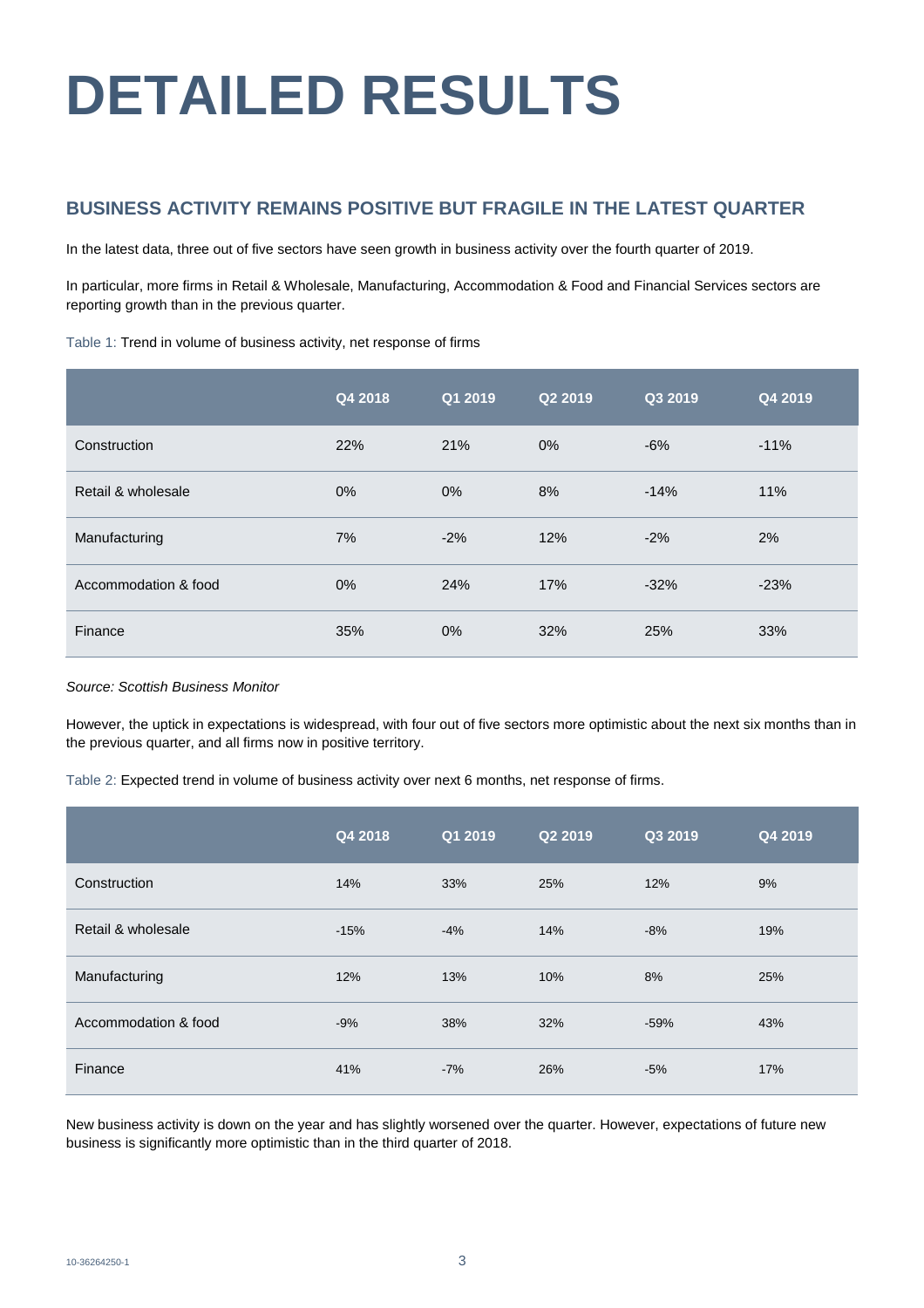# DETAILED RESULTS

## BUSINESS ACTIVITY REMAINS POSITIVE BUT FRAGILE IN THE LATEST QUARTER

In the latest data, three out of five sectors have seen growth in business activity over the fourth quarter of 2019.

In particular, more firms in Retail & Wholesale, Manufacturing, Accommodation & Food and Financial Services sectors are reporting growth than in the previous quarter.

Table 1: Trend in volume of business activity, net response of firms

| | Q4 2018 | Q1 2019 | Q2 2019 | Q3 2019 | Q4 2019 |
|---|---|---|---|---|---|
| Construction | 22% | 21% | 0% | -6% | -11% |
| Retail & wholesale | 0% | 0% | 8% | -14% | 11% |
| Manufacturing | 7% | -2% | 12% | -2% | 2% |
| Accommodation & food | 0% | 24% | 17% | -32% | -23% |
| Finance | 35% | 0% | 32% | 25% | 33% |

*Source: Scottish Business Monitor*

However, the uptick in expectations is widespread, with four out of five sectors more optimistic about the next six months than in the previous quarter, and all firms now in positive territory.

Table 2: Expected trend in volume of business activity over next 6 months, net response of firms.

| | Q4 2018 | Q1 2019 | Q2 2019 | Q3 2019 | Q4 2019 |
|---|---|---|---|---|---|
| Construction | 14% | 33% | 25% | 12% | 9% |
| Retail & wholesale | -15% | -4% | 14% | -8% | 19% |
| Manufacturing | 12% | 13% | 10% | 8% | 25% |
| Accommodation & food | -9% | 38% | 32% | -59% | 43% |
| Finance | 41% | -7% | 26% | -5% | 17% |

New business activity is down on the year and has slightly worsened over the quarter. However, expectations of future new business is significantly more optimistic than in the third quarter of 2018.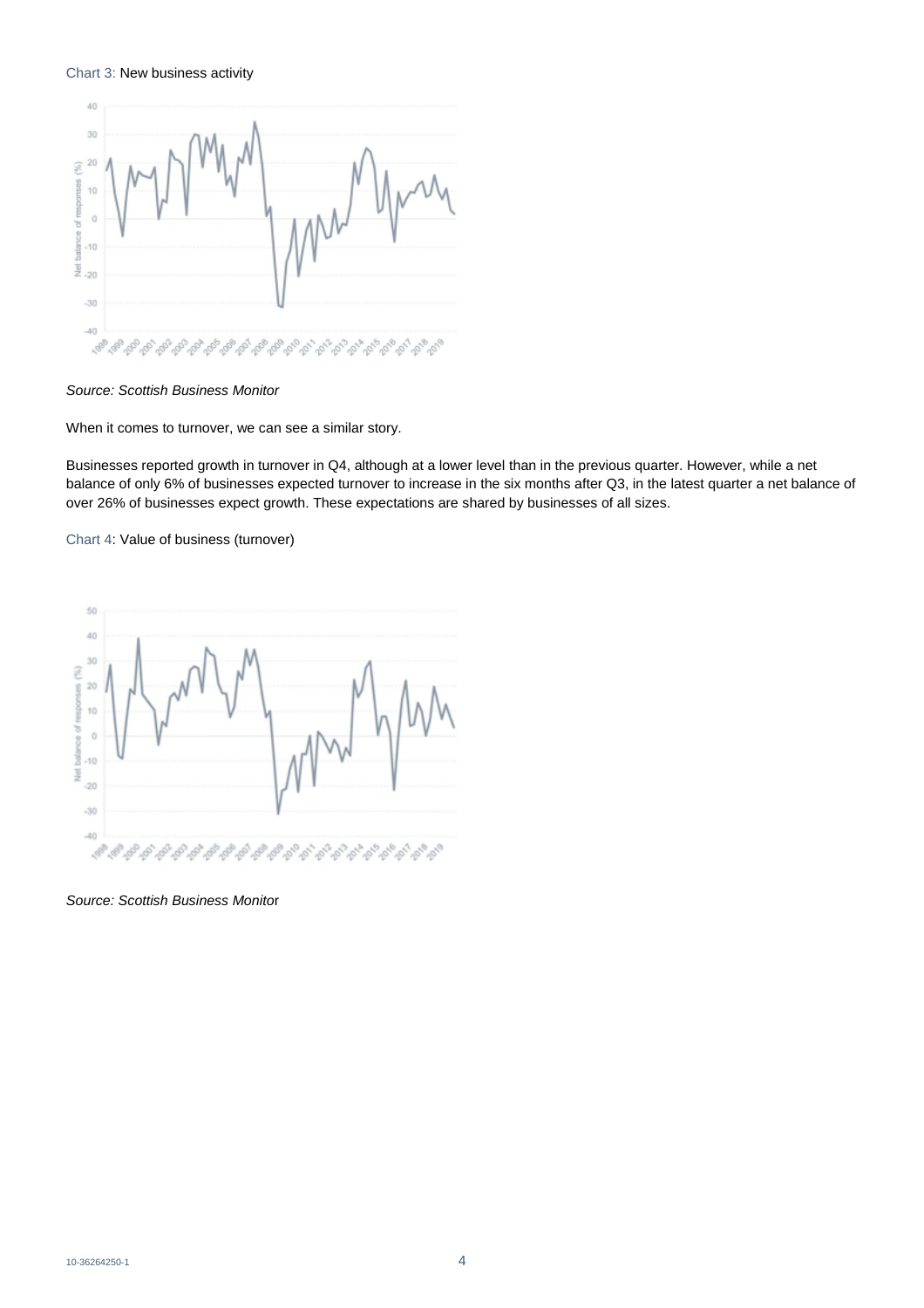Chart 3: New business activity

40
30
20
10
0
-10
-20
-30
-40

Net balance of responses (%)

1998 1999 2000 2001 2002 2003 2004 2005 2006 2007 2008 2009 2010 2011 2012 2013 2014 2015 2016 2017 2018 2019

*Source: Scottish Business Monitor*

When it comes to turnover, we can see a similar story.

Businesses reported growth in turnover in Q4, although at a lower level than in the previous quarter. However, while a net balance of only 6% of businesses expected turnover to increase in the six months after Q3, in the latest quarter a net balance of over 26% of businesses expect growth. These expectations are shared by businesses of all sizes.

Chart 4: Value of business (turnover)

50
40
30
20
10
0
-10
-20
-30
-40

Net balance of responses (%)

1998 1999 2000 2001 2002 2003 2004 2005 2006 2007 2008 2009 2010 2011 2012 2013 2014 2015 2016 2017 2018 2019

*Source: Scottish Business Monitor*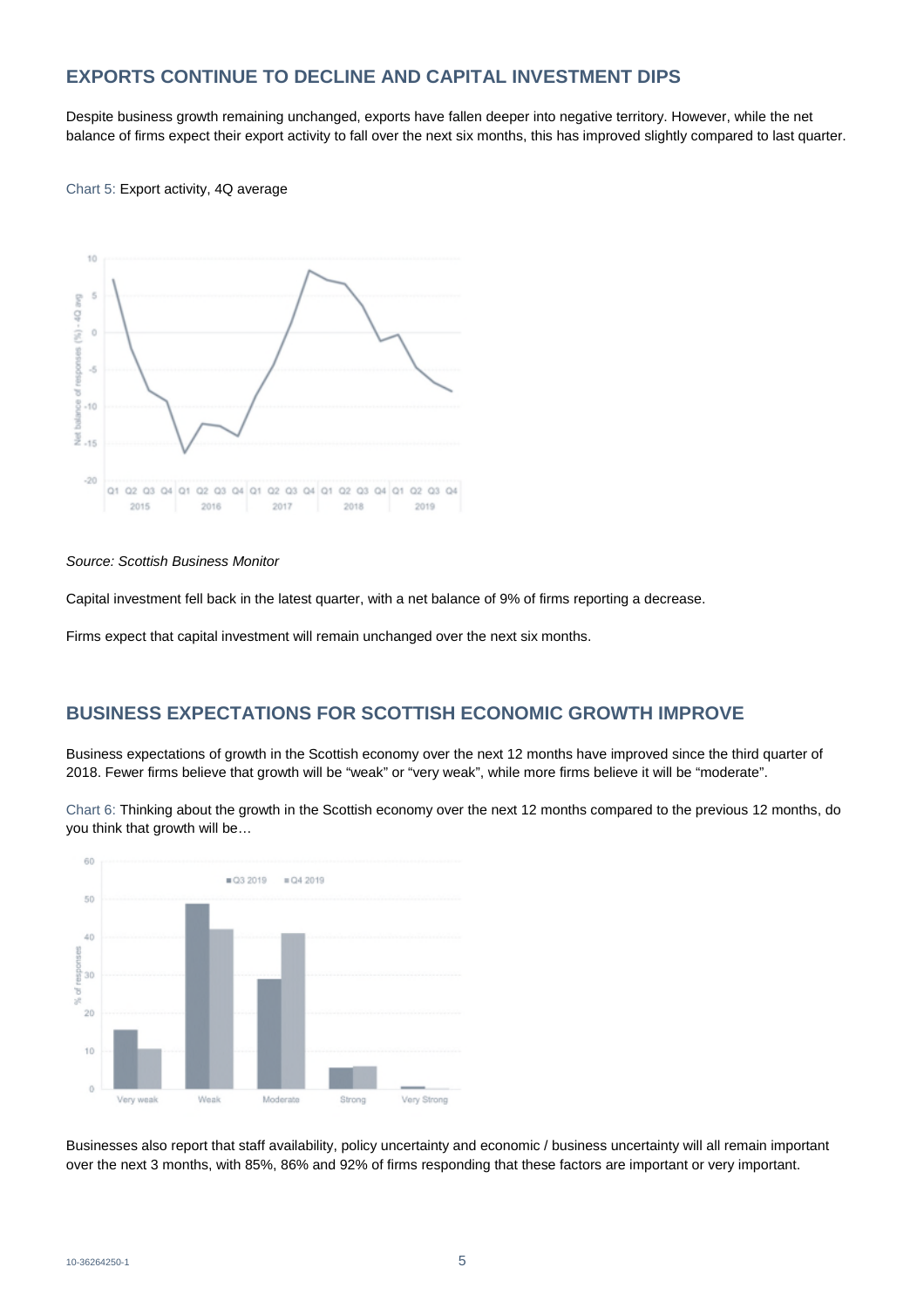## EXPORTS CONTINUE TO DECLINE AND CAPITAL INVESTMENT DIPS

Despite business growth remaining unchanged, exports have fallen deeper into negative territory. However, while the net balance of firms expect their export activity to fall over the next six months, this has improved slightly compared to last quarter.

Chart 5: Export activity, 4Q average

Net balance of responses (%) - 4Q avg

10
5
0
-5
-10
-15
-20

Q1 Q2 Q3 Q4 Q1 Q2 Q3 Q4 Q1 Q2 Q3 Q4 Q1 Q2 Q3 Q4 Q1 Q2 Q3 Q4

2015 2016 2017 2018 2019

*Source: Scottish Business Monitor*

Capital investment fell back in the latest quarter, with a net balance of 9% of firms reporting a decrease.

Firms expect that capital investment will remain unchanged over the next six months.

## BUSINESS EXPECTATIONS FOR SCOTTISH ECONOMIC GROWTH IMPROVE

Business expectations of growth in the Scottish economy over the next 12 months have improved since the third quarter of 2018. Fewer firms believe that growth will be "weak" or "very weak", while more firms believe it will be "moderate".

Chart 6: Thinking about the growth in the Scottish economy over the next 12 months compared to the previous 12 months, do you think that growth will be…

% of responses

60
50
40
30
20
10
0

Q3 2019
Q4 2019

Very weak
Weak
Moderate
Strong
Very Strong

Businesses also report that staff availability, policy uncertainty and economic / business uncertainty will all remain important over the next 3 months, with 85%, 86% and 92% of firms responding that these factors are important or very important.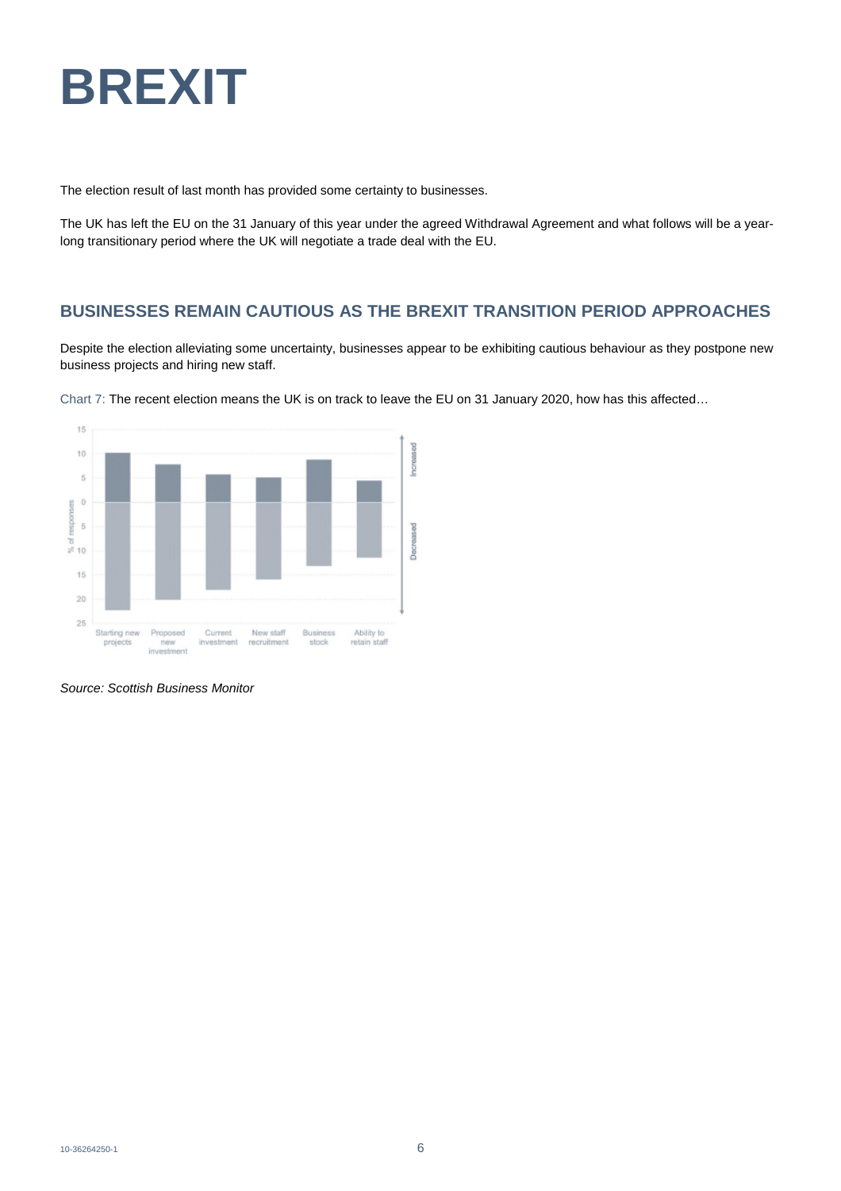# BREXIT

The election result of last month has provided some certainty to businesses.

The UK has left the EU on the 31 January of this year under the agreed Withdrawal Agreement and what follows will be a year-long transitionary period where the UK will negotiate a trade deal with the EU.

## BUSINESSES REMAIN CAUTIOUS AS THE BREXIT TRANSITION PERIOD APPROACHES

Despite the election alleviating some uncertainty, businesses appear to be exhibiting cautious behaviour as they postpone new business projects and hiring new staff.

Chart 7: The recent election means the UK is on track to leave the EU on 31 January 2020, how has this affected…

15
10
5
0
5
10
15
20
25

% of responses

Increased
Decreased

Starting new projects
Proposed new investment
Current investment
New staff recruitment
Business stock
Ability to retain staff

*Source: Scottish Business Monitor*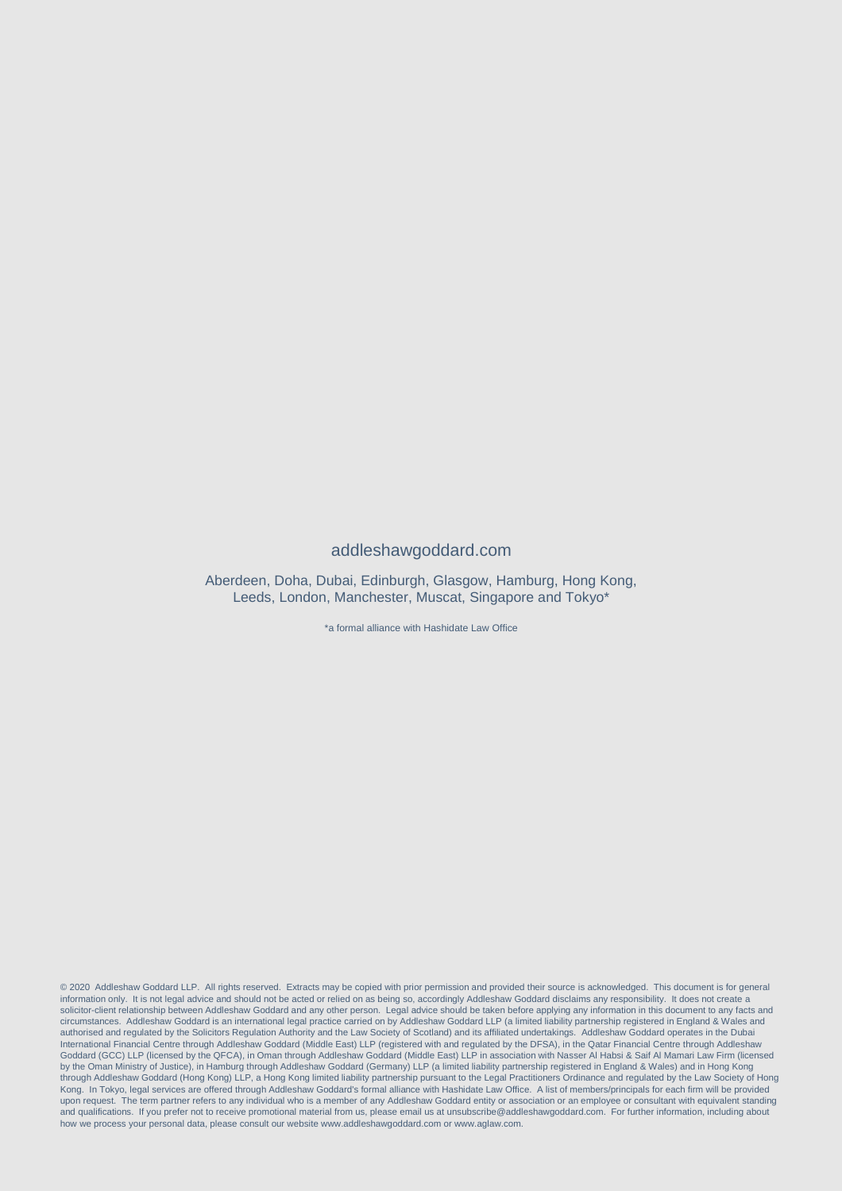addleshawgoddard.com

Aberdeen, Doha, Dubai, Edinburgh, Glasgow, Hamburg, Hong Kong,
Leeds, London, Manchester, Muscat, Singapore and Tokyo*

*a formal alliance with Hashidate Law Office

© 2020 Addleshaw Goddard LLP. All rights reserved. Extracts may be copied with prior permission and provided their source is acknowledged. This document is for general information only. It is not legal advice and should not be acted or relied on as being so, accordingly Addleshaw Goddard disclaims any responsibility. It does not create a solicitor-client relationship between Addleshaw Goddard and any other person. Legal advice should be taken before applying any information in this document to any facts and circumstances. Addleshaw Goddard is an international legal practice carried on by Addleshaw Goddard LLP (a limited liability partnership registered in England & Wales and authorised and regulated by the Solicitors Regulation Authority and the Law Society of Scotland) and its affiliated undertakings. Addleshaw Goddard operates in the Dubai International Financial Centre through Addleshaw Goddard (Middle East) LLP (registered with and regulated by the DFSA), in the Qatar Financial Centre through Addleshaw Goddard (GCC) LLP (licensed by the QFCA), in Oman through Addleshaw Goddard (Middle East) LLP in association with Nasser Al Habsi & Saif Al Mamari Law Firm (licensed by the Oman Ministry of Justice), in Hamburg through Addleshaw Goddard (Germany) LLP (a limited liability partnership registered in England & Wales) and in Hong Kong through Addleshaw Goddard (Hong Kong) LLP, a Hong Kong limited liability partnership pursuant to the Legal Practitioners Ordinance and regulated by the Law Society of Hong Kong. In Tokyo, legal services are offered through Addleshaw Goddard's formal alliance with Hashidate Law Office. A list of members/principals for each firm will be provided upon request. The term partner refers to any individual who is a member of any Addleshaw Goddard entity or association or an employee or consultant with equivalent standing and qualifications. If you prefer not to receive promotional material from us, please email us at unsubscribe@addleshawgoddard.com. For further information, including about how we process your personal data, please consult our website www.addleshawgoddard.com or www.aglaw.com.